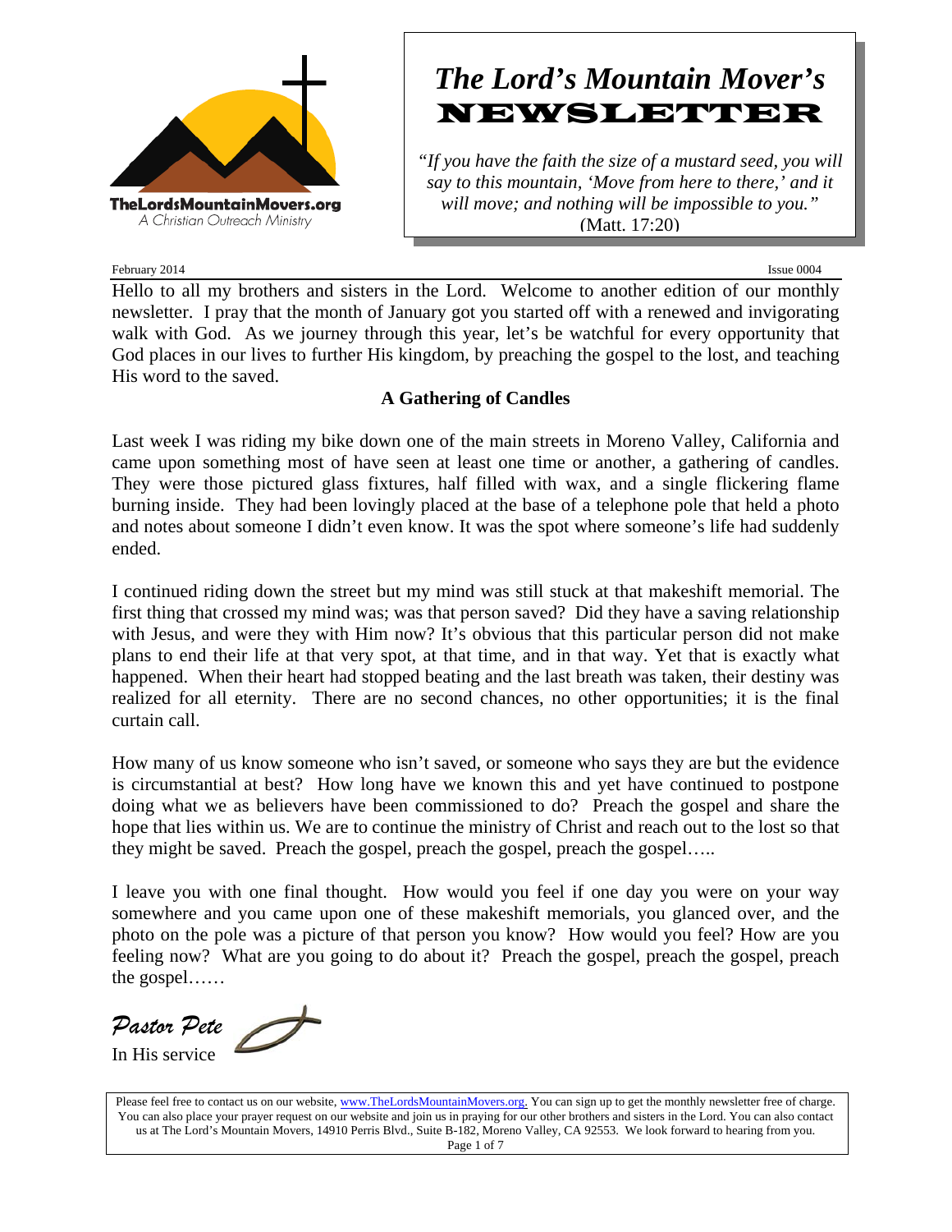TheLordsMountainMovers.org
A Christian Outreach Ministry

# *The Lord's Mountain Mover's* NEWSLETTER

*"If you have the faith the size of a mustard seed, you will say to this mountain, 'Move from here to there,' and it will move; and nothing will be impossible to you."* (Matt. 17:20)

February 2014 Issue 0004

Hello to all my brothers and sisters in the Lord. Welcome to another edition of our monthly newsletter. I pray that the month of January got you started off with a renewed and invigorating walk with God. As we journey through this year, let's be watchful for every opportunity that God places in our lives to further His kingdom, by preaching the gospel to the lost, and teaching His word to the saved.

## A Gathering of Candles

Last week I was riding my bike down one of the main streets in Moreno Valley, California and came upon something most of have seen at least one time or another, a gathering of candles. They were those pictured glass fixtures, half filled with wax, and a single flickering flame burning inside. They had been lovingly placed at the base of a telephone pole that held a photo and notes about someone I didn't even know. It was the spot where someone's life had suddenly ended.

I continued riding down the street but my mind was still stuck at that makeshift memorial. The first thing that crossed my mind was; was that person saved? Did they have a saving relationship with Jesus, and were they with Him now? It's obvious that this particular person did not make plans to end their life at that very spot, at that time, and in that way. Yet that is exactly what happened. When their heart had stopped beating and the last breath was taken, their destiny was realized for all eternity. There are no second chances, no other opportunities; it is the final curtain call.

How many of us know someone who isn't saved, or someone who says they are but the evidence is circumstantial at best? How long have we known this and yet have continued to postpone doing what we as believers have been commissioned to do? Preach the gospel and share the hope that lies within us. We are to continue the ministry of Christ and reach out to the lost so that they might be saved. Preach the gospel, preach the gospel, preach the gospel…..

I leave you with one final thought. How would you feel if one day you were on your way somewhere and you came upon one of these makeshift memorials, you glanced over, and the photo on the pole was a picture of that person you know? How would you feel? How are you feeling now? What are you going to do about it? Preach the gospel, preach the gospel, preach the gospel……

*Pastor Pete*
In His service

Please feel free to contact us on our website, www.TheLordsMountainMovers.org. You can sign up to get the monthly newsletter free of charge. You can also place your prayer request on our website and join us in praying for our other brothers and sisters in the Lord. You can also contact us at The Lord's Mountain Movers, 14910 Perris Blvd., Suite B-182, Moreno Valley, CA 92553. We look forward to hearing from you.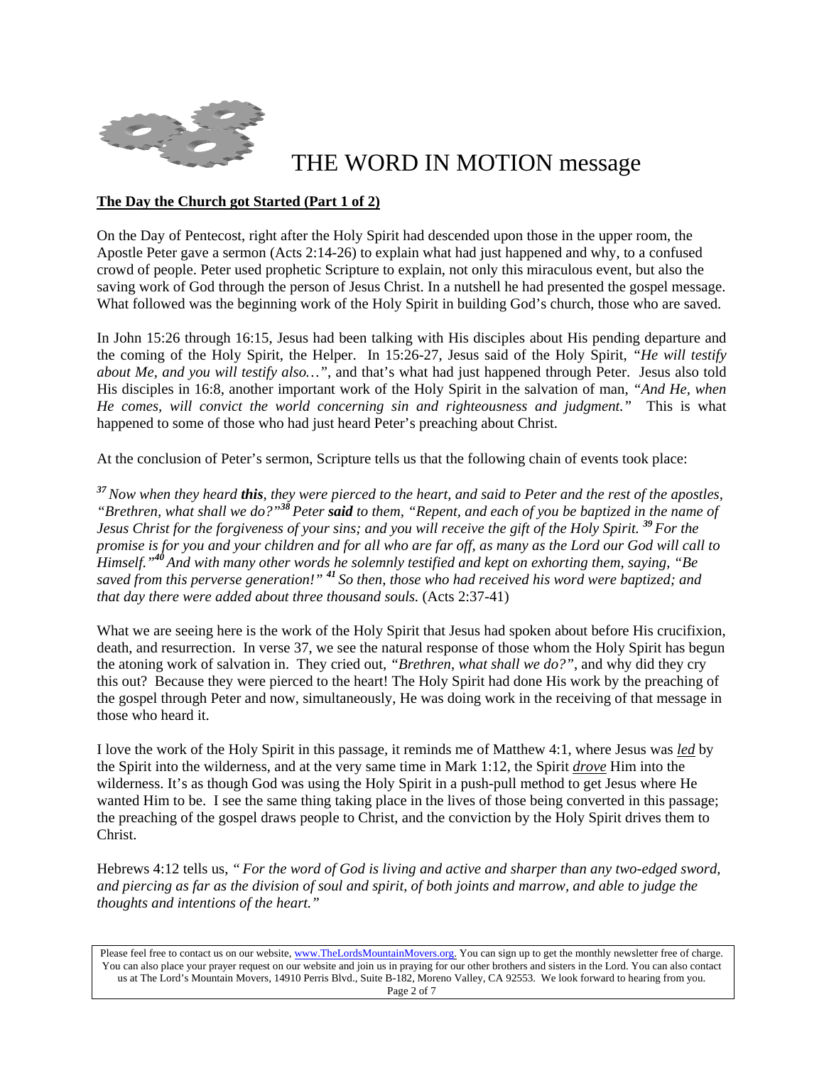# THE WORD IN MOTION message

**The Day the Church got Started (Part 1 of 2)**

On the Day of Pentecost, right after the Holy Spirit had descended upon those in the upper room, the Apostle Peter gave a sermon (Acts 2:14-26) to explain what had just happened and why, to a confused crowd of people. Peter used prophetic Scripture to explain, not only this miraculous event, but also the saving work of God through the person of Jesus Christ. In a nutshell he had presented the gospel message. What followed was the beginning work of the Holy Spirit in building God's church, those who are saved.

In John 15:26 through 16:15, Jesus had been talking with His disciples about His pending departure and the coming of the Holy Spirit, the Helper. In 15:26-27, Jesus said of the Holy Spirit, *"He will testify about Me, and you will testify also…"*, and that's what had just happened through Peter. Jesus also told His disciples in 16:8, another important work of the Holy Spirit in the salvation of man, *"And He, when He comes, will convict the world concerning sin and righteousness and judgment."* This is what happened to some of those who had just heard Peter's preaching about Christ.

At the conclusion of Peter's sermon, Scripture tells us that the following chain of events took place:

*[37] Now when they heard **this**, they were pierced to the heart, and said to Peter and the rest of the apostles, "Brethren, what shall we do?"[38] Peter **said** to them, "Repent, and each of you be baptized in the name of Jesus Christ for the forgiveness of your sins; and you will receive the gift of the Holy Spirit. [39] For the promise is for you and your children and for all who are far off, as many as the Lord our God will call to Himself."[40] And with many other words he solemnly testified and kept on exhorting them, saying, "Be saved from this perverse generation!" [41] So then, those who had received his word were baptized; and that day there were added about three thousand souls.* (Acts 2:37-41)

What we are seeing here is the work of the Holy Spirit that Jesus had spoken about before His crucifixion, death, and resurrection. In verse 37, we see the natural response of those whom the Holy Spirit has begun the atoning work of salvation in. They cried out, *"Brethren, what shall we do?"*, and why did they cry this out? Because they were pierced to the heart! The Holy Spirit had done His work by the preaching of the gospel through Peter and now, simultaneously, He was doing work in the receiving of that message in those who heard it.

I love the work of the Holy Spirit in this passage, it reminds me of Matthew 4:1, where Jesus was *led* by the Spirit into the wilderness, and at the very same time in Mark 1:12, the Spirit *drove* Him into the wilderness. It's as though God was using the Holy Spirit in a push-pull method to get Jesus where He wanted Him to be. I see the same thing taking place in the lives of those being converted in this passage; the preaching of the gospel draws people to Christ, and the conviction by the Holy Spirit drives them to Christ.

Hebrews 4:12 tells us, *" For the word of God is living and active and sharper than any two-edged sword, and piercing as far as the division of soul and spirit, of both joints and marrow, and able to judge the thoughts and intentions of the heart."*

Please feel free to contact us on our website, www.TheLordsMountainMovers.org. You can sign up to get the monthly newsletter free of charge. You can also place your prayer request on our website and join us in praying for our other brothers and sisters in the Lord. You can also contact us at The Lord's Mountain Movers, 14910 Perris Blvd., Suite B-182, Moreno Valley, CA 92553. We look forward to hearing from you.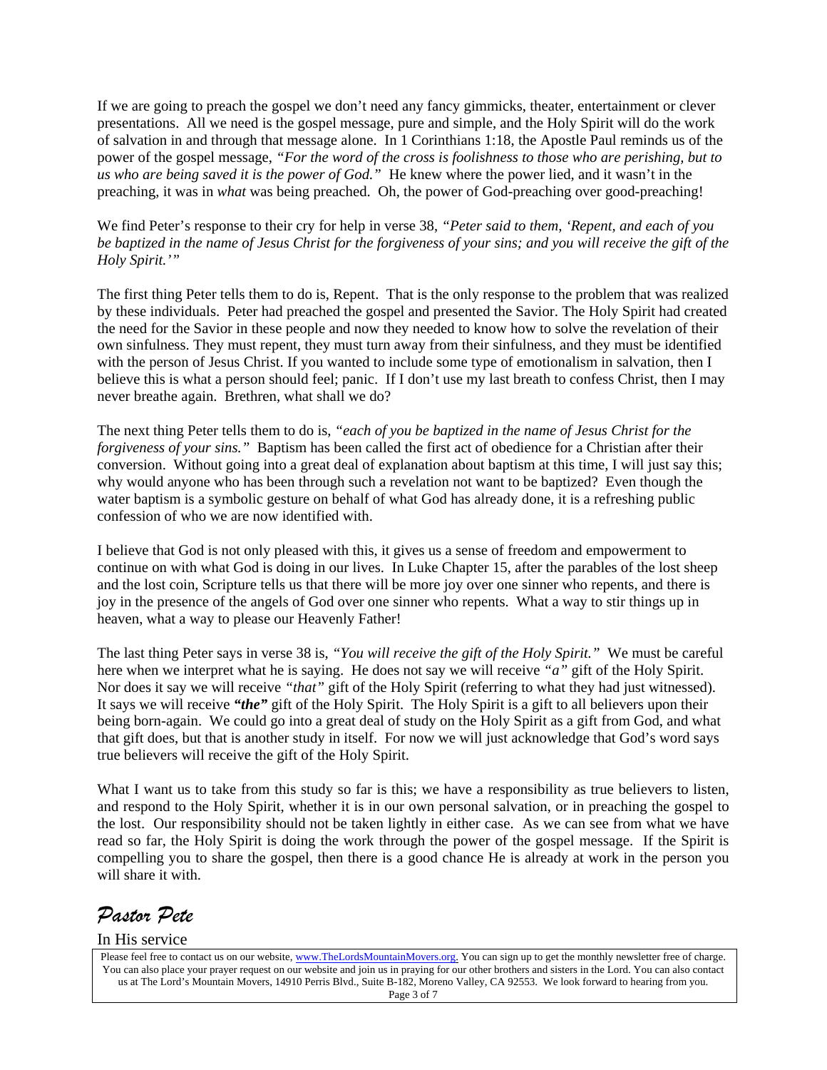If we are going to preach the gospel we don't need any fancy gimmicks, theater, entertainment or clever presentations. All we need is the gospel message, pure and simple, and the Holy Spirit will do the work of salvation in and through that message alone. In 1 Corinthians 1:18, the Apostle Paul reminds us of the power of the gospel message, *"For the word of the cross is foolishness to those who are perishing, but to us who are being saved it is the power of God."* He knew where the power lied, and it wasn't in the preaching, it was in *what* was being preached. Oh, the power of God-preaching over good-preaching!

We find Peter's response to their cry for help in verse 38, *"Peter said to them, 'Repent, and each of you be baptized in the name of Jesus Christ for the forgiveness of your sins; and you will receive the gift of the Holy Spirit.'"*

The first thing Peter tells them to do is, Repent. That is the only response to the problem that was realized by these individuals. Peter had preached the gospel and presented the Savior. The Holy Spirit had created the need for the Savior in these people and now they needed to know how to solve the revelation of their own sinfulness. They must repent, they must turn away from their sinfulness, and they must be identified with the person of Jesus Christ. If you wanted to include some type of emotionalism in salvation, then I believe this is what a person should feel; panic. If I don't use my last breath to confess Christ, then I may never breathe again. Brethren, what shall we do?

The next thing Peter tells them to do is, *"each of you be baptized in the name of Jesus Christ for the forgiveness of your sins."* Baptism has been called the first act of obedience for a Christian after their conversion. Without going into a great deal of explanation about baptism at this time, I will just say this; why would anyone who has been through such a revelation not want to be baptized? Even though the water baptism is a symbolic gesture on behalf of what God has already done, it is a refreshing public confession of who we are now identified with.

I believe that God is not only pleased with this, it gives us a sense of freedom and empowerment to continue on with what God is doing in our lives. In Luke Chapter 15, after the parables of the lost sheep and the lost coin, Scripture tells us that there will be more joy over one sinner who repents, and there is joy in the presence of the angels of God over one sinner who repents. What a way to stir things up in heaven, what a way to please our Heavenly Father!

The last thing Peter says in verse 38 is, *"You will receive the gift of the Holy Spirit."* We must be careful here when we interpret what he is saying. He does not say we will receive *"a"* gift of the Holy Spirit. Nor does it say we will receive *"that"* gift of the Holy Spirit (referring to what they had just witnessed). It says we will receive ***"the"*** gift of the Holy Spirit. The Holy Spirit is a gift to all believers upon their being born-again. We could go into a great deal of study on the Holy Spirit as a gift from God, and what that gift does, but that is another study in itself. For now we will just acknowledge that God's word says true believers will receive the gift of the Holy Spirit.

What I want us to take from this study so far is this; we have a responsibility as true believers to listen, and respond to the Holy Spirit, whether it is in our own personal salvation, or in preaching the gospel to the lost. Our responsibility should not be taken lightly in either case. As we can see from what we have read so far, the Holy Spirit is doing the work through the power of the gospel message. If the Spirit is compelling you to share the gospel, then there is a good chance He is already at work in the person you will share it with.

*Pastor Pete*

In His service

Please feel free to contact us on our website, www.TheLordsMountainMovers.org. You can sign up to get the monthly newsletter free of charge. You can also place your prayer request on our website and join us in praying for our other brothers and sisters in the Lord. You can also contact us at The Lord's Mountain Movers, 14910 Perris Blvd., Suite B-182, Moreno Valley, CA 92553. We look forward to hearing from you.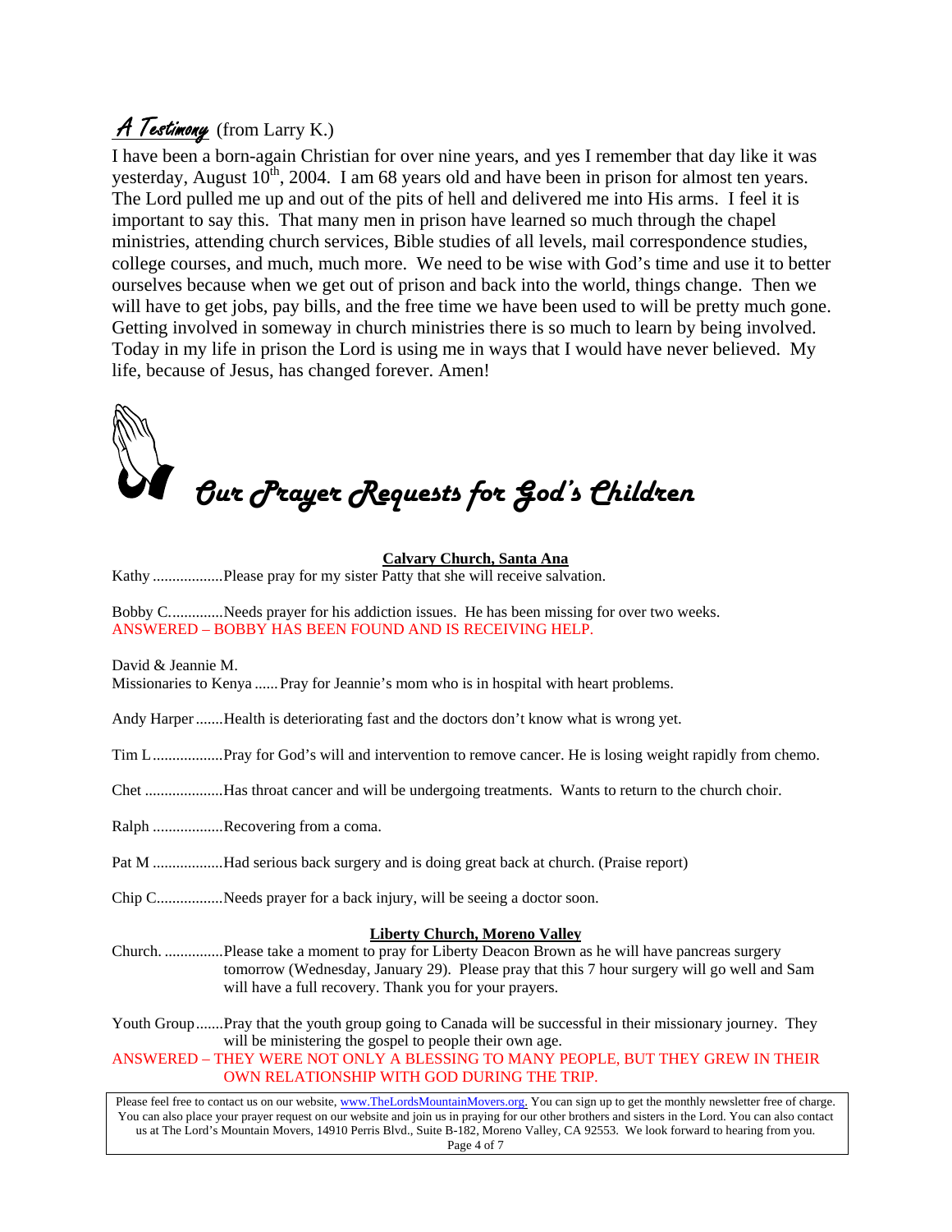## *A Testimony* (from Larry K.)

I have been a born-again Christian for over nine years, and yes I remember that day like it was yesterday, August 10th, 2004. I am 68 years old and have been in prison for almost ten years. The Lord pulled me up and out of the pits of hell and delivered me into His arms. I feel it is important to say this. That many men in prison have learned so much through the chapel ministries, attending church services, Bible studies of all levels, mail correspondence studies, college courses, and much, much more. We need to be wise with God's time and use it to better ourselves because when we get out of prison and back into the world, things change. Then we will have to get jobs, pay bills, and the free time we have been used to will be pretty much gone. Getting involved in someway in church ministries there is so much to learn by being involved. Today in my life in prison the Lord is using me in ways that I would have never believed. My life, because of Jesus, has changed forever. Amen!

# *Our Prayer Requests for God's Children*

### Calvary Church, Santa Ana

Kathy ..................Please pray for my sister Patty that she will receive salvation.

Bobby C..............Needs prayer for his addiction issues. He has been missing for over two weeks.
ANSWERED – BOBBY HAS BEEN FOUND AND IS RECEIVING HELP.

David & Jeannie M.
Missionaries to Kenya ......Pray for Jeannie's mom who is in hospital with heart problems.

Andy Harper .......Health is deteriorating fast and the doctors don't know what is wrong yet.

Tim L..................Pray for God's will and intervention to remove cancer. He is losing weight rapidly from chemo.

Chet ....................Has throat cancer and will be undergoing treatments. Wants to return to the church choir.

Ralph ..................Recovering from a coma.

Pat M ..................Had serious back surgery and is doing great back at church. (Praise report)

Chip C.................Needs prayer for a back injury, will be seeing a doctor soon.

### Liberty Church, Moreno Valley

Church. ...............Please take a moment to pray for Liberty Deacon Brown as he will have pancreas surgery tomorrow (Wednesday, January 29). Please pray that this 7 hour surgery will go well and Sam will have a full recovery. Thank you for your prayers.

Youth Group.......Pray that the youth group going to Canada will be successful in their missionary journey. They will be ministering the gospel to people their own age.
ANSWERED – THEY WERE NOT ONLY A BLESSING TO MANY PEOPLE, BUT THEY GREW IN THEIR OWN RELATIONSHIP WITH GOD DURING THE TRIP.

Please feel free to contact us on our website, www.TheLordsMountainMovers.org. You can sign up to get the monthly newsletter free of charge. You can also place your prayer request on our website and join us in praying for our other brothers and sisters in the Lord. You can also contact us at The Lord's Mountain Movers, 14910 Perris Blvd., Suite B-182, Moreno Valley, CA 92553. We look forward to hearing from you.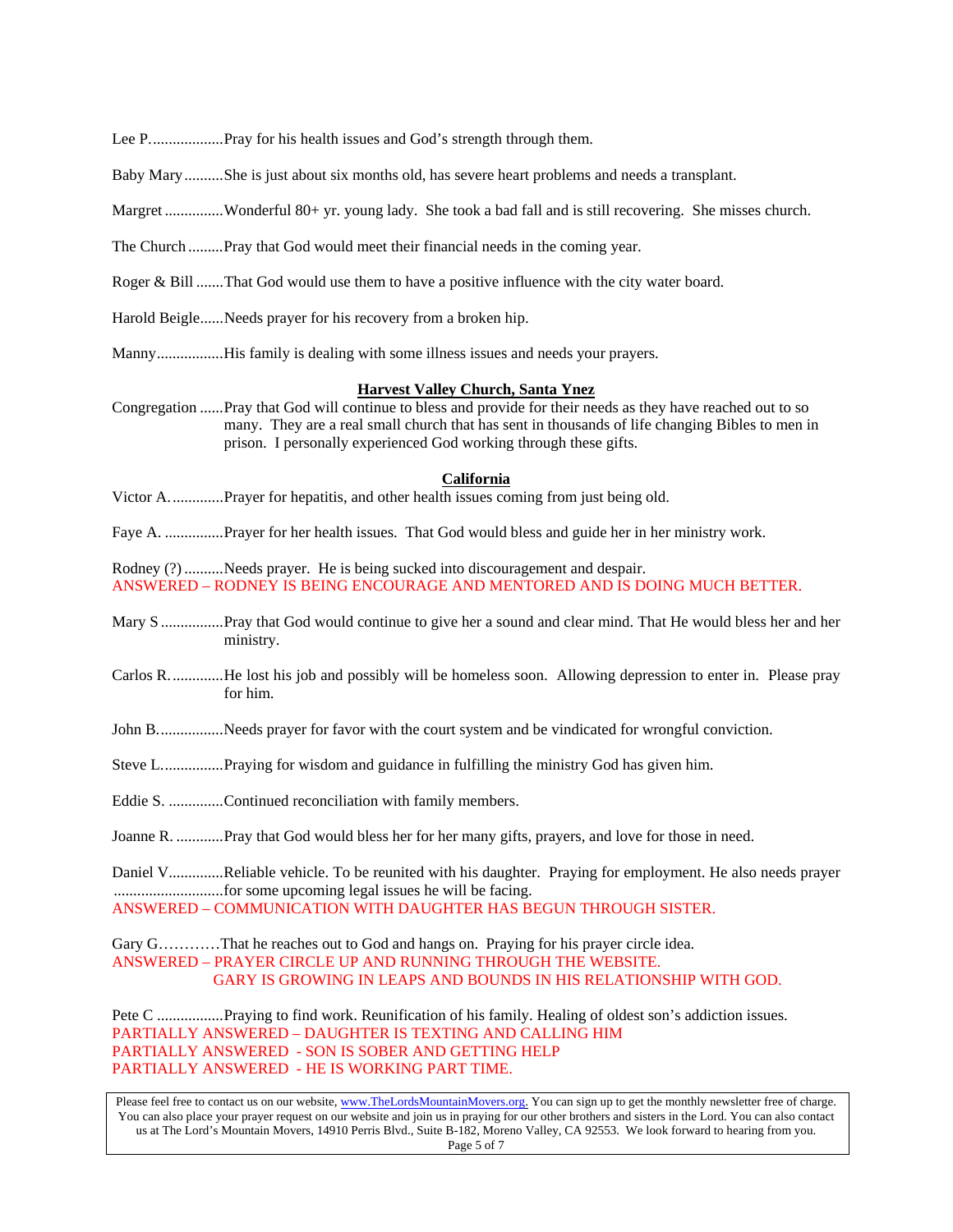Lee P...................Pray for his health issues and God's strength through them.

Baby Mary..........She is just about six months old, has severe heart problems and needs a transplant.

Margret..............Wonderful 80+ yr. young lady. She took a bad fall and is still recovering. She misses church.

The Church.........Pray that God would meet their financial needs in the coming year.

Roger & Bill.......That God would use them to have a positive influence with the city water board.

Harold Beigle......Needs prayer for his recovery from a broken hip.

Manny.................His family is dealing with some illness issues and needs your prayers.

**Harvest Valley Church, Santa Ynez**

Congregation......Pray that God will continue to bless and provide for their needs as they have reached out to so many. They are a real small church that has sent in thousands of life changing Bibles to men in prison. I personally experienced God working through these gifts.

**California**

Victor A.............Prayer for hepatitis, and other health issues coming from just being old.

Faye A. ...............Prayer for her health issues. That God would bless and guide her in her ministry work.

Rodney (?)..........Needs prayer. He is being sucked into discouragement and despair.
ANSWERED – RODNEY IS BEING ENCOURAGE AND MENTORED AND IS DOING MUCH BETTER.

Mary S................Pray that God would continue to give her a sound and clear mind. That He would bless her and her ministry.

Carlos R.............He lost his job and possibly will be homeless soon. Allowing depression to enter in. Please pray for him.

John B................Needs prayer for favor with the court system and be vindicated for wrongful conviction.

Steve L...............Praying for wisdom and guidance in fulfilling the ministry God has given him.

Eddie S. ..............Continued reconciliation with family members.

Joanne R. ............Pray that God would bless her for her many gifts, prayers, and love for those in need.

Daniel V.............Reliable vehicle. To be reunited with his daughter. Praying for employment. He also needs prayer ............................for some upcoming legal issues he will be facing.
ANSWERED – COMMUNICATION WITH DAUGHTER HAS BEGUN THROUGH SISTER.

Gary G…………That he reaches out to God and hangs on. Praying for his prayer circle idea.
ANSWERED – PRAYER CIRCLE UP AND RUNNING THROUGH THE WEBSITE.
GARY IS GROWING IN LEAPS AND BOUNDS IN HIS RELATIONSHIP WITH GOD.

Pete C .................Praying to find work. Reunification of his family. Healing of oldest son's addiction issues.
PARTIALLY ANSWERED – DAUGHTER IS TEXTING AND CALLING HIM
PARTIALLY ANSWERED - SON IS SOBER AND GETTING HELP
PARTIALLY ANSWERED - HE IS WORKING PART TIME.

Please feel free to contact us on our website, www.TheLordsMountainMovers.org. You can sign up to get the monthly newsletter free of charge. You can also place your prayer request on our website and join us in praying for our other brothers and sisters in the Lord. You can also contact us at The Lord's Mountain Movers, 14910 Perris Blvd., Suite B-182, Moreno Valley, CA 92553. We look forward to hearing from you.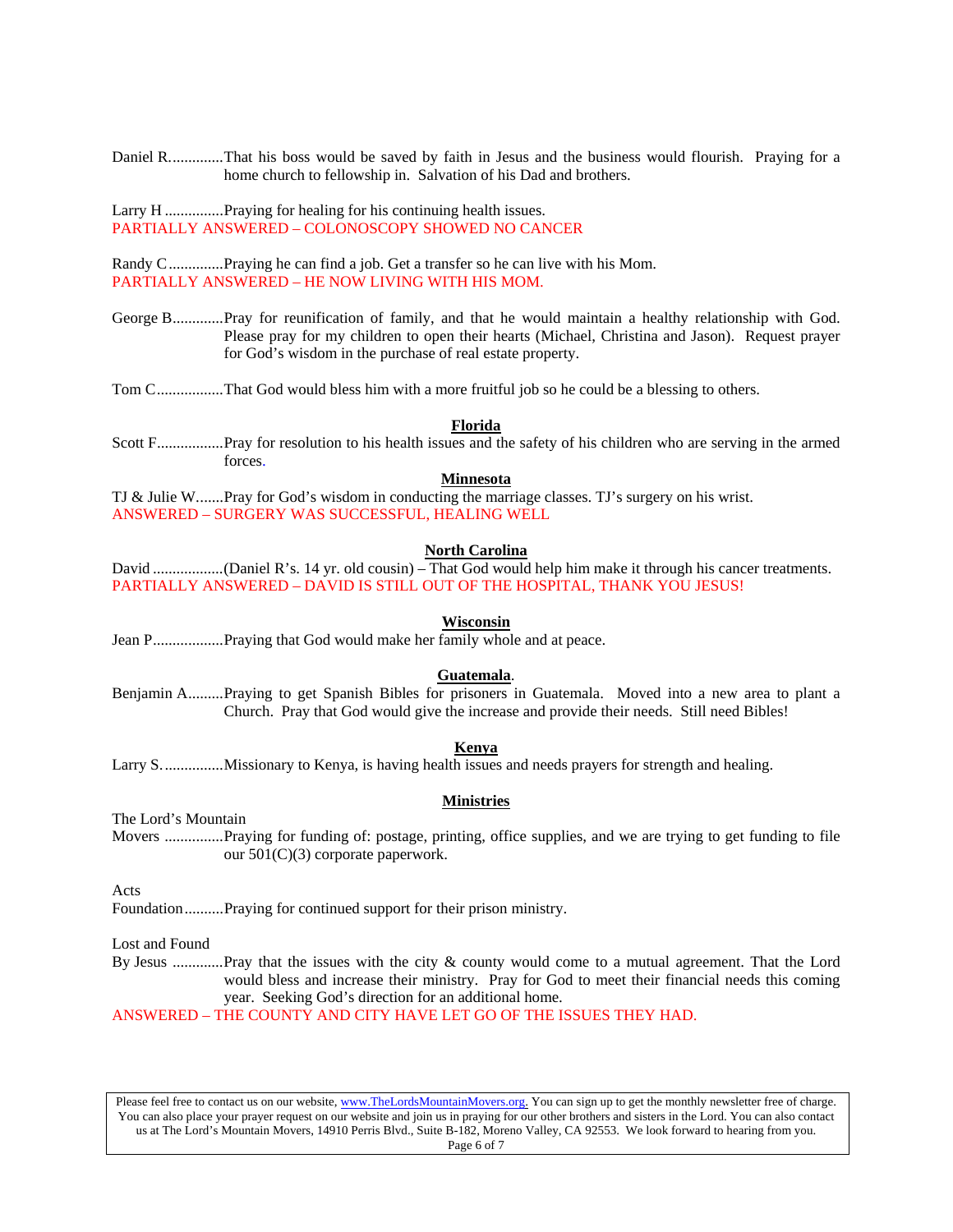Daniel R..............That his boss would be saved by faith in Jesus and the business would flourish. Praying for a home church to fellowship in. Salvation of his Dad and brothers.

Larry H ...............Praying for healing for his continuing health issues.
PARTIALLY ANSWERED – COLONOSCOPY SHOWED NO CANCER

Randy C..............Praying he can find a job. Get a transfer so he can live with his Mom.
PARTIALLY ANSWERED – HE NOW LIVING WITH HIS MOM.

George B.............Pray for reunification of family, and that he would maintain a healthy relationship with God. Please pray for my children to open their hearts (Michael, Christina and Jason). Request prayer for God's wisdom in the purchase of real estate property.

Tom C.................That God would bless him with a more fruitful job so he could be a blessing to others.

**Florida**

Scott F.................Pray for resolution to his health issues and the safety of his children who are serving in the armed forces.

**Minnesota**

TJ & Julie W.......Pray for God's wisdom in conducting the marriage classes. TJ's surgery on his wrist.
ANSWERED – SURGERY WAS SUCCESSFUL, HEALING WELL

**North Carolina**

David ..................(Daniel R's. 14 yr. old cousin) – That God would help him make it through his cancer treatments.
PARTIALLY ANSWERED – DAVID IS STILL OUT OF THE HOSPITAL, THANK YOU JESUS!

**Wisconsin**

Jean P..................Praying that God would make her family whole and at peace.

**Guatemala**.

Benjamin A.........Praying to get Spanish Bibles for prisoners in Guatemala. Moved into a new area to plant a Church. Pray that God would give the increase and provide their needs. Still need Bibles!

**Kenya**

Larry S. ...............Missionary to Kenya, is having health issues and needs prayers for strength and healing.

**Ministries**

The Lord's Mountain
Movers ...............Praying for funding of: postage, printing, office supplies, and we are trying to get funding to file our 501(C)(3) corporate paperwork.

Acts
Foundation..........Praying for continued support for their prison ministry.

Lost and Found
By Jesus .............Pray that the issues with the city & county would come to a mutual agreement. That the Lord would bless and increase their ministry. Pray for God to meet their financial needs this coming year. Seeking God's direction for an additional home.
ANSWERED – THE COUNTY AND CITY HAVE LET GO OF THE ISSUES THEY HAD.

Please feel free to contact us on our website, www.TheLordsMountainMovers.org. You can sign up to get the monthly newsletter free of charge. You can also place your prayer request on our website and join us in praying for our other brothers and sisters in the Lord. You can also contact us at The Lord's Mountain Movers, 14910 Perris Blvd., Suite B-182, Moreno Valley, CA 92553. We look forward to hearing from you.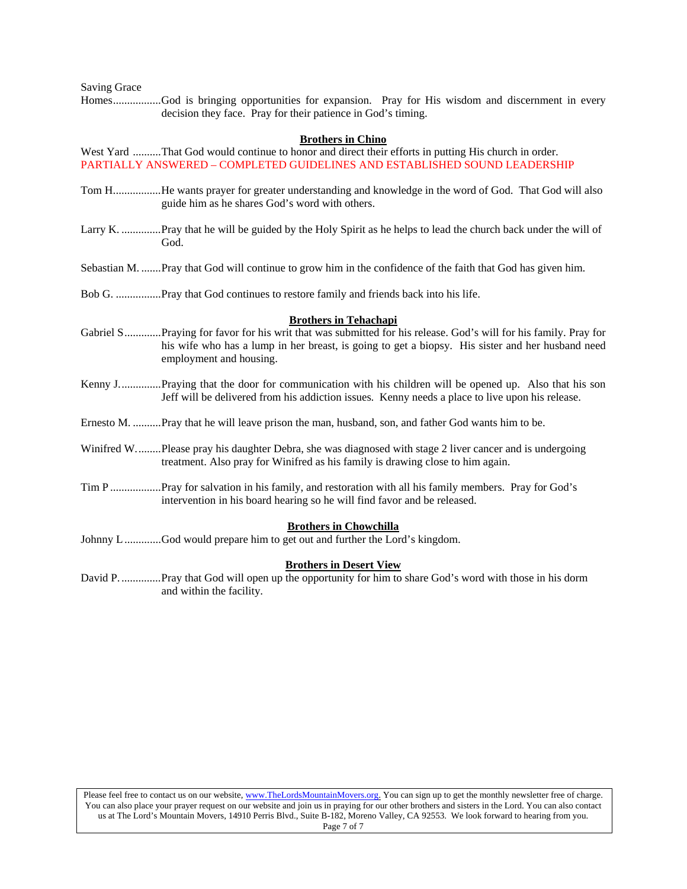Saving Grace Homes.................God is bringing opportunities for expansion. Pray for His wisdom and discernment in every decision they face. Pray for their patience in God's timing.

## Brothers in Chino

West Yard ..........That God would continue to honor and direct their efforts in putting His church in order.
PARTIALLY ANSWERED – COMPLETED GUIDELINES AND ESTABLISHED SOUND LEADERSHIP

Tom H.................He wants prayer for greater understanding and knowledge in the word of God. That God will also guide him as he shares God's word with others.

Larry K. ..............Pray that he will be guided by the Holy Spirit as he helps to lead the church back under the will of God.

Sebastian M. .......Pray that God will continue to grow him in the confidence of the faith that God has given him.

Bob G. ................Pray that God continues to restore family and friends back into his life.

## Brothers in Tehachapi

Gabriel S.............Praying for favor for his writ that was submitted for his release. God's will for his family. Pray for his wife who has a lump in her breast, is going to get a biopsy. His sister and her husband need employment and housing.

Kenny J...............Praying that the door for communication with his children will be opened up. Also that his son Jeff will be delivered from his addiction issues. Kenny needs a place to live upon his release.

Ernesto M. ..........Pray that he will leave prison the man, husband, son, and father God wants him to be.

Winifred W.........Please pray his daughter Debra, she was diagnosed with stage 2 liver cancer and is undergoing treatment. Also pray for Winifred as his family is drawing close to him again.

Tim P ..................Pray for salvation in his family, and restoration with all his family members. Pray for God's intervention in his board hearing so he will find favor and be released.

## Brothers in Chowchilla

Johnny L .............God would prepare him to get out and further the Lord's kingdom.

## Brothers in Desert View

David P...............Pray that God will open up the opportunity for him to share God's word with those in his dorm and within the facility.

Please feel free to contact us on our website, www.TheLordsMountainMovers.org. You can sign up to get the monthly newsletter free of charge. You can also place your prayer request on our website and join us in praying for our other brothers and sisters in the Lord. You can also contact us at The Lord's Mountain Movers, 14910 Perris Blvd., Suite B-182, Moreno Valley, CA 92553. We look forward to hearing from you.